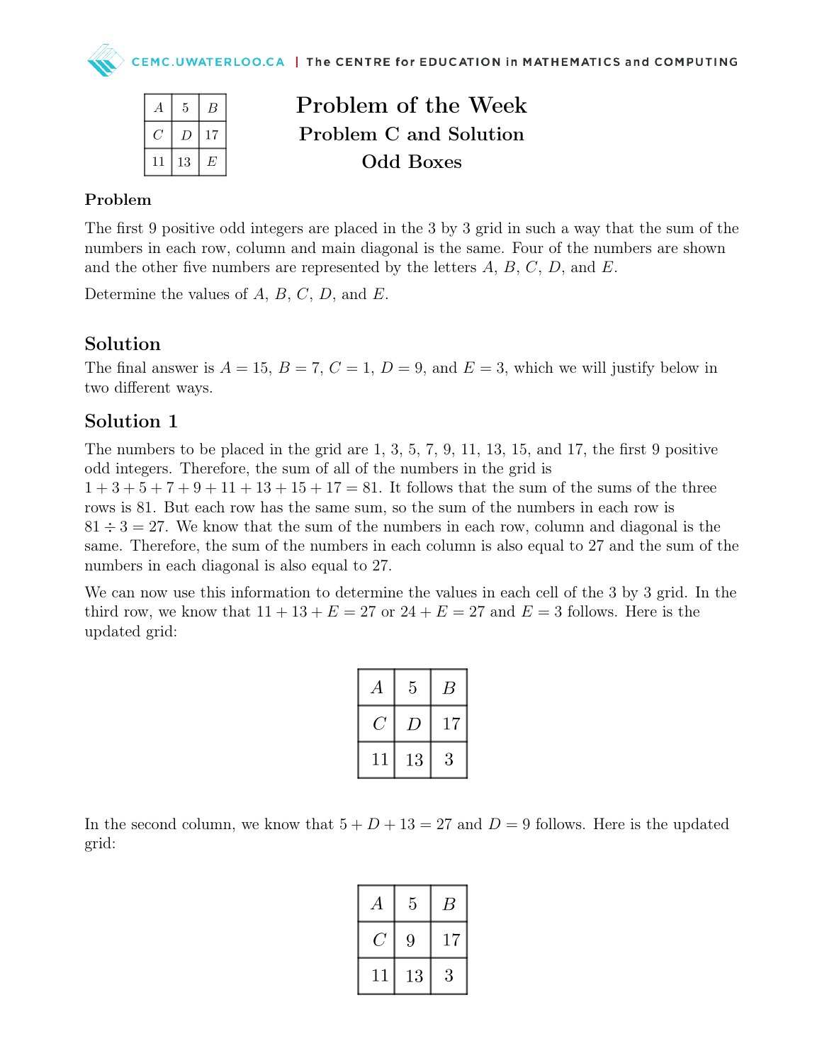| $A$ | 5 | $B$ |
|---|---|---|
| $C$ | $D$ | 17 |
| 11 | 13 | $E$ |

# Problem of the Week
## Problem C and Solution
## Odd Boxes

### Problem

The first 9 positive odd integers are placed in the 3 by 3 grid in such a way that the sum of the numbers in each row, column and main diagonal is the same. Four of the numbers are shown and the other five numbers are represented by the letters $A$, $B$, $C$, $D$, and $E$.

Determine the values of $A$, $B$, $C$, $D$, and $E$.

## Solution

The final answer is $A = 15$, $B = 7$, $C = 1$, $D = 9$, and $E = 3$, which we will justify below in two different ways.

## Solution 1

The numbers to be placed in the grid are 1, 3, 5, 7, 9, 11, 13, 15, and 17, the first 9 positive odd integers. Therefore, the sum of all of the numbers in the grid is $1 + 3 + 5 + 7 + 9 + 11 + 13 + 15 + 17 = 81$. It follows that the sum of the sums of the three rows is 81. But each row has the same sum, so the sum of the numbers in each row is $81 \div 3 = 27$. We know that the sum of the numbers in each row, column and diagonal is the same. Therefore, the sum of the numbers in each column is also equal to 27 and the sum of the numbers in each diagonal is also equal to 27.

We can now use this information to determine the values in each cell of the 3 by 3 grid. In the third row, we know that $11 + 13 + E = 27$ or $24 + E = 27$ and $E = 3$ follows. Here is the updated grid:

| $A$ | 5 | $B$ |
|---|---|---|
| $C$ | $D$ | 17 |
| 11 | 13 | 3 |

In the second column, we know that $5 + D + 13 = 27$ and $D = 9$ follows. Here is the updated grid:

| $A$ | 5 | $B$ |
|---|---|---|
| $C$ | 9 | 17 |
| 11 | 13 | 3 |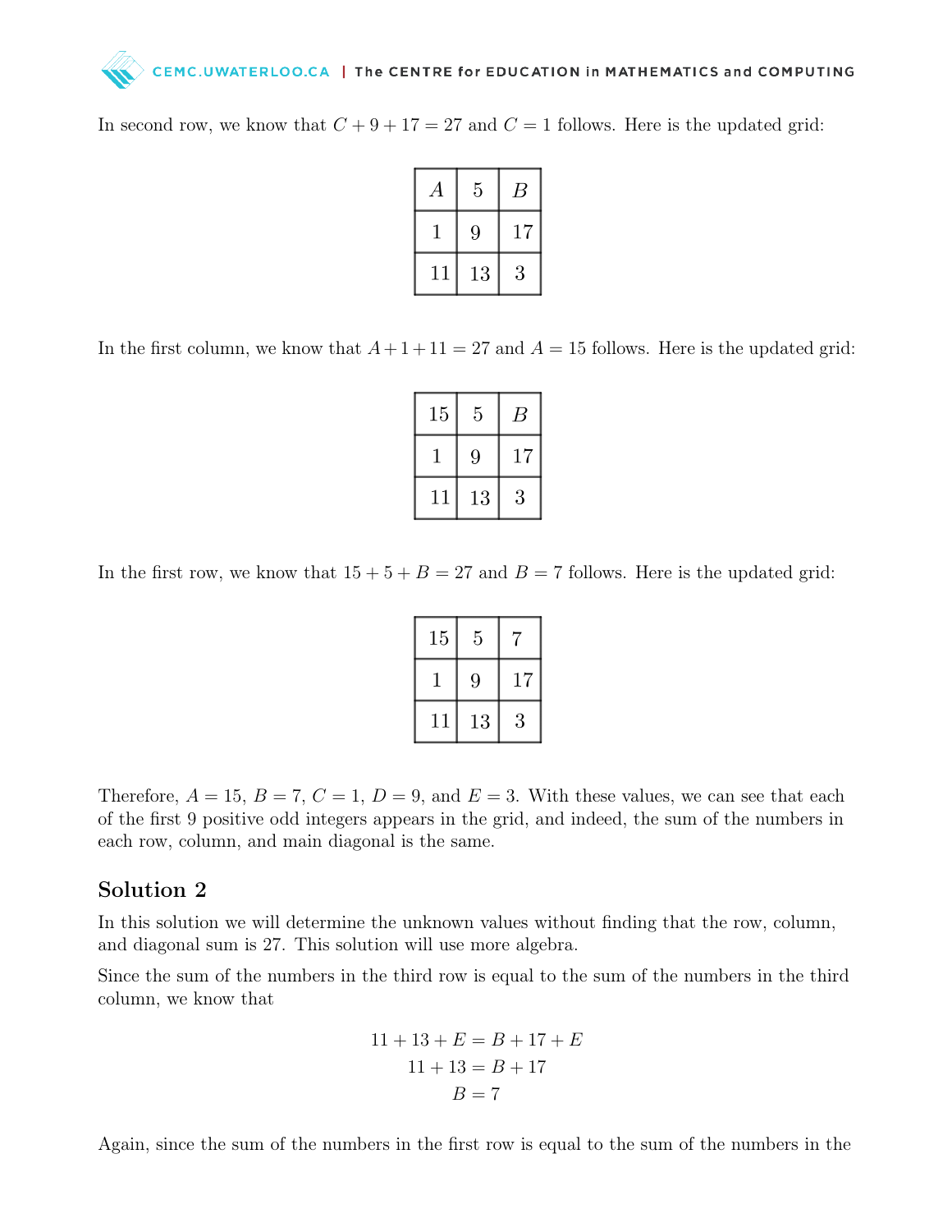In second row, we know that $C + 9 + 17 = 27$ and $C = 1$ follows. Here is the updated grid:

| | | |
|---|---|---|
| $A$ | 5 | $B$ |
| 1 | 9 | 17 |
| 11 | 13 | 3 |

In the first column, we know that $A + 1 + 11 = 27$ and $A = 15$ follows. Here is the updated grid:

| | | |
|---|---|---|
| 15 | 5 | $B$ |
| 1 | 9 | 17 |
| 11 | 13 | 3 |

In the first row, we know that $15 + 5 + B = 27$ and $B = 7$ follows. Here is the updated grid:

| | | |
|---|---|---|
| 15 | 5 | 7 |
| 1 | 9 | 17 |
| 11 | 13 | 3 |

Therefore, $A = 15$, $B = 7$, $C = 1$, $D = 9$, and $E = 3$. With these values, we can see that each of the first 9 positive odd integers appears in the grid, and indeed, the sum of the numbers in each row, column, and main diagonal is the same.

## Solution 2

In this solution we will determine the unknown values without finding that the row, column, and diagonal sum is 27. This solution will use more algebra.

Since the sum of the numbers in the third row is equal to the sum of the numbers in the third column, we know that

$$11 + 13 + E = B + 17 + E$$
$$11 + 13 = B + 17$$
$$B = 7$$

Again, since the sum of the numbers in the first row is equal to the sum of the numbers in the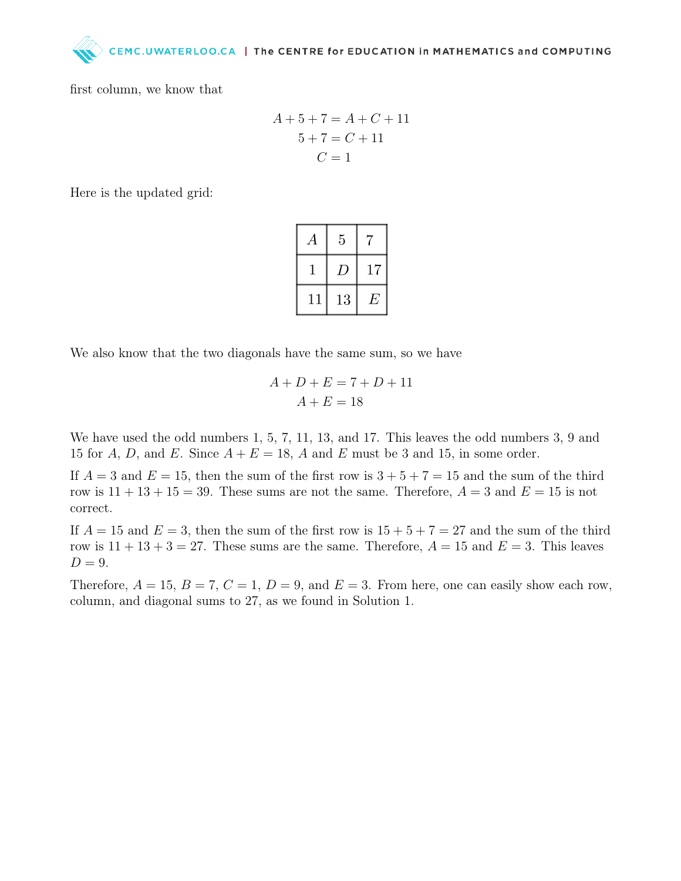first column, we know that

$$
\begin{aligned}
A + 5 + 7 &= A + C + 11 \\
5 + 7 &= C + 11 \\
C &= 1
\end{aligned}
$$

Here is the updated grid:

| | | |
|---|---|---|
| $A$ | 5 | 7 |
| 1 | $D$ | 17 |
| 11 | 13 | $E$ |

We also know that the two diagonals have the same sum, so we have

$$
\begin{aligned}
A + D + E &= 7 + D + 11 \\
A + E &= 18
\end{aligned}
$$

We have used the odd numbers 1, 5, 7, 11, 13, and 17. This leaves the odd numbers 3, 9 and 15 for $A$, $D$, and $E$. Since $A + E = 18$, $A$ and $E$ must be 3 and 15, in some order.

If $A = 3$ and $E = 15$, then the sum of the first row is $3 + 5 + 7 = 15$ and the sum of the third row is $11 + 13 + 15 = 39$. These sums are not the same. Therefore, $A = 3$ and $E = 15$ is not correct.

If $A = 15$ and $E = 3$, then the sum of the first row is $15 + 5 + 7 = 27$ and the sum of the third row is $11 + 13 + 3 = 27$. These sums are the same. Therefore, $A = 15$ and $E = 3$. This leaves $D = 9$.

Therefore, $A = 15$, $B = 7$, $C = 1$, $D = 9$, and $E = 3$. From here, one can easily show each row, column, and diagonal sums to 27, as we found in Solution 1.